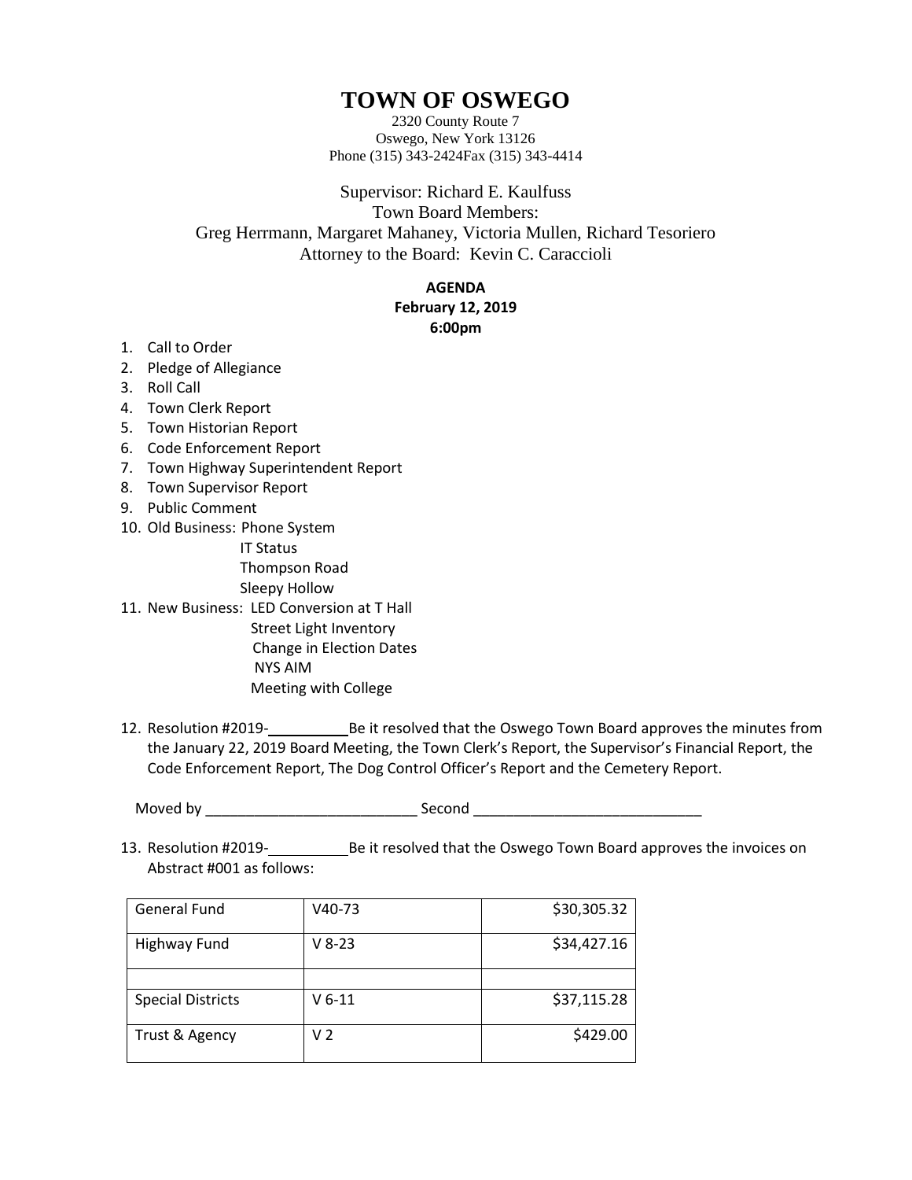# TOWN OF OSWEGO

2320 County Route 7
Oswego, New York 13126
Phone (315) 343-2424Fax (315) 343-4414

Supervisor: Richard E. Kaulfuss
Town Board Members:
Greg Herrmann, Margaret Mahaney, Victoria Mullen, Richard Tesoriero
Attorney to the Board: Kevin C. Caraccioli

**AGENDA**
**February 12, 2019**
**6:00pm**

1. Call to Order
2. Pledge of Allegiance
3. Roll Call
4. Town Clerk Report
5. Town Historian Report
6. Code Enforcement Report
7. Town Highway Superintendent Report
8. Town Supervisor Report
9. Public Comment
10. Old Business: Phone System
    IT Status
    Thompson Road
    Sleepy Hollow
11. New Business: LED Conversion at T Hall
    Street Light Inventory
    Change in Election Dates
    NYS AIM
    Meeting with College
12. Resolution #2019-\_\_\_\_\_\_\_\_\_\_ Be it resolved that the Oswego Town Board approves the minutes from the January 22, 2019 Board Meeting, the Town Clerk's Report, the Supervisor's Financial Report, the Code Enforcement Report, The Dog Control Officer's Report and the Cemetery Report.

    Moved by \_\_\_\_\_\_\_\_\_\_\_\_\_\_\_\_\_\_\_\_\_\_\_\_\_\_ Second \_\_\_\_\_\_\_\_\_\_\_\_\_\_\_\_\_\_\_\_\_\_\_\_\_\_\_\_

13. Resolution #2019-\_\_\_\_\_\_\_\_\_\_ Be it resolved that the Oswego Town Board approves the invoices on Abstract #001 as follows:

| General Fund | V40-73 | $30,305.32 |
|---|---|---:|
| Highway Fund | V 8-23 | $34,427.16 |
| | | |
| Special Districts | V 6-11 | $37,115.28 |
| Trust & Agency | V 2 | $429.00 |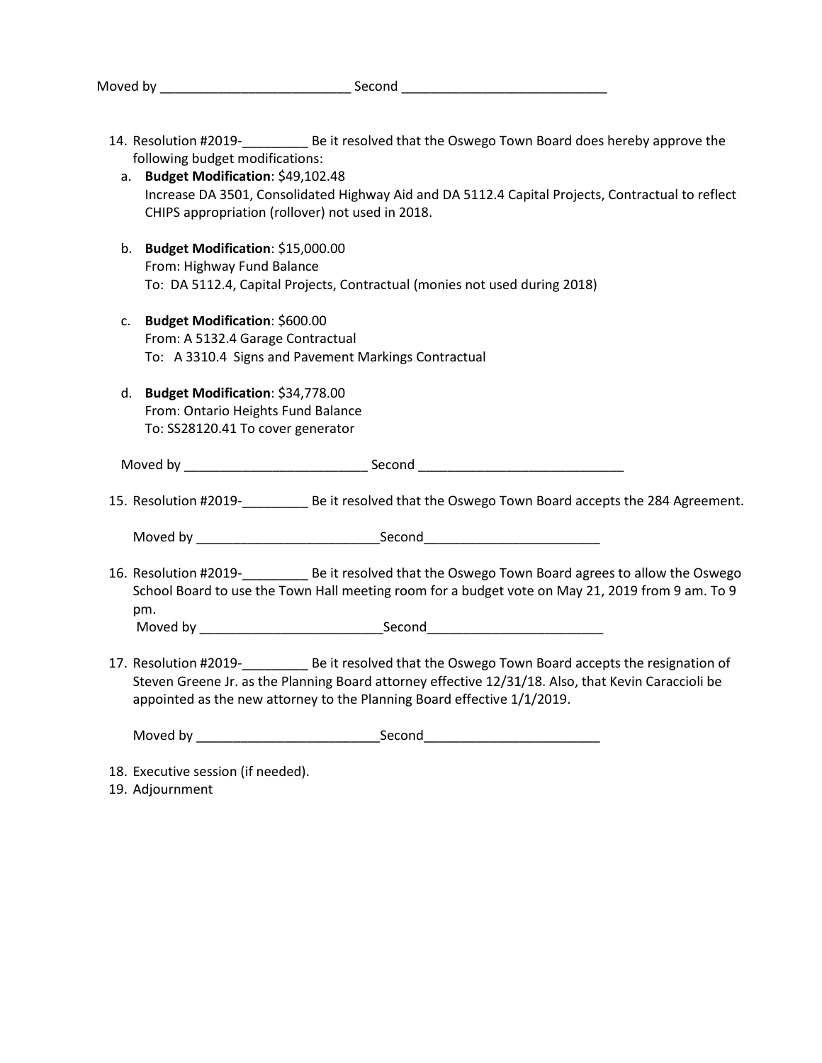Moved by __________________________ Second ____________________________

14. Resolution #2019-_________ Be it resolved that the Oswego Town Board does hereby approve the following budget modifications:
    a. **Budget Modification**: $49,102.48
       Increase DA 3501, Consolidated Highway Aid and DA 5112.4 Capital Projects, Contractual to reflect CHIPS appropriation (rollover) not used in 2018.

    b. **Budget Modification**: $15,000.00
       From: Highway Fund Balance
       To: DA 5112.4, Capital Projects, Contractual (monies not used during 2018)

    c. **Budget Modification**: $600.00
       From: A 5132.4 Garage Contractual
       To: A 3310.4 Signs and Pavement Markings Contractual

    d. **Budget Modification**: $34,778.00
       From: Ontario Heights Fund Balance
       To: SS28120.41 To cover generator

    Moved by _________________________ Second ____________________________

15. Resolution #2019-_________ Be it resolved that the Oswego Town Board accepts the 284 Agreement.

    Moved by _________________________Second________________________

16. Resolution #2019-_________ Be it resolved that the Oswego Town Board agrees to allow the Oswego School Board to use the Town Hall meeting room for a budget vote on May 21, 2019 from 9 am. To 9 pm.
    Moved by _________________________Second________________________

17. Resolution #2019-_________ Be it resolved that the Oswego Town Board accepts the resignation of Steven Greene Jr. as the Planning Board attorney effective 12/31/18. Also, that Kevin Caraccioli be appointed as the new attorney to the Planning Board effective 1/1/2019.

    Moved by _________________________Second________________________

18. Executive session (if needed).
19. Adjournment